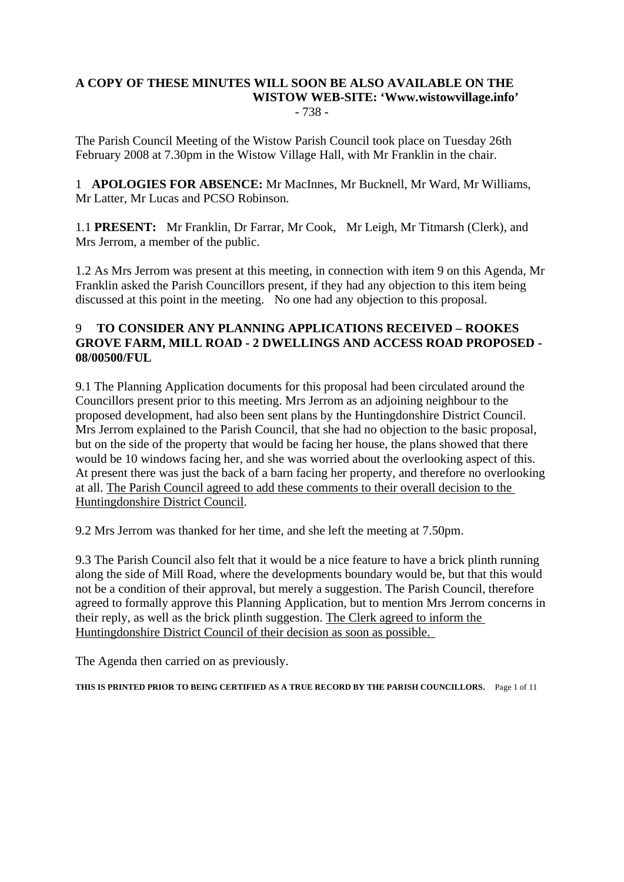**A COPY OF THESE MINUTES WILL SOON BE ALSO AVAILABLE ON THE WISTOW WEB-SITE: 'Www.wistowvillage.info'**

- 738 -

The Parish Council Meeting of the Wistow Parish Council took place on Tuesday 26th February 2008 at 7.30pm in the Wistow Village Hall, with Mr Franklin in the chair.

1 **APOLOGIES FOR ABSENCE:** Mr MacInnes, Mr Bucknell, Mr Ward, Mr Williams, Mr Latter, Mr Lucas and PCSO Robinson.

1.1 **PRESENT:** Mr Franklin, Dr Farrar, Mr Cook, Mr Leigh, Mr Titmarsh (Clerk), and Mrs Jerrom, a member of the public.

1.2 As Mrs Jerrom was present at this meeting, in connection with item 9 on this Agenda, Mr Franklin asked the Parish Councillors present, if they had any objection to this item being discussed at this point in the meeting. No one had any objection to this proposal.

**9 TO CONSIDER ANY PLANNING APPLICATIONS RECEIVED – ROOKES GROVE FARM, MILL ROAD - 2 DWELLINGS AND ACCESS ROAD PROPOSED - 08/00500/FUL**

9.1 The Planning Application documents for this proposal had been circulated around the Councillors present prior to this meeting. Mrs Jerrom as an adjoining neighbour to the proposed development, had also been sent plans by the Huntingdonshire District Council. Mrs Jerrom explained to the Parish Council, that she had no objection to the basic proposal, but on the side of the property that would be facing her house, the plans showed that there would be 10 windows facing her, and she was worried about the overlooking aspect of this. At present there was just the back of a barn facing her property, and therefore no overlooking at all. <u>The Parish Council agreed to add these comments to their overall decision to the Huntingdonshire District Council</u>.

9.2 Mrs Jerrom was thanked for her time, and she left the meeting at 7.50pm.

9.3 The Parish Council also felt that it would be a nice feature to have a brick plinth running along the side of Mill Road, where the developments boundary would be, but that this would not be a condition of their approval, but merely a suggestion. The Parish Council, therefore agreed to formally approve this Planning Application, but to mention Mrs Jerrom concerns in their reply, as well as the brick plinth suggestion. <u>The Clerk agreed to inform the Huntingdonshire District Council of their decision as soon as possible.</u>

The Agenda then carried on as previously.

**THIS IS PRINTED PRIOR TO BEING CERTIFIED AS A TRUE RECORD BY THE PARISH COUNCILLORS.**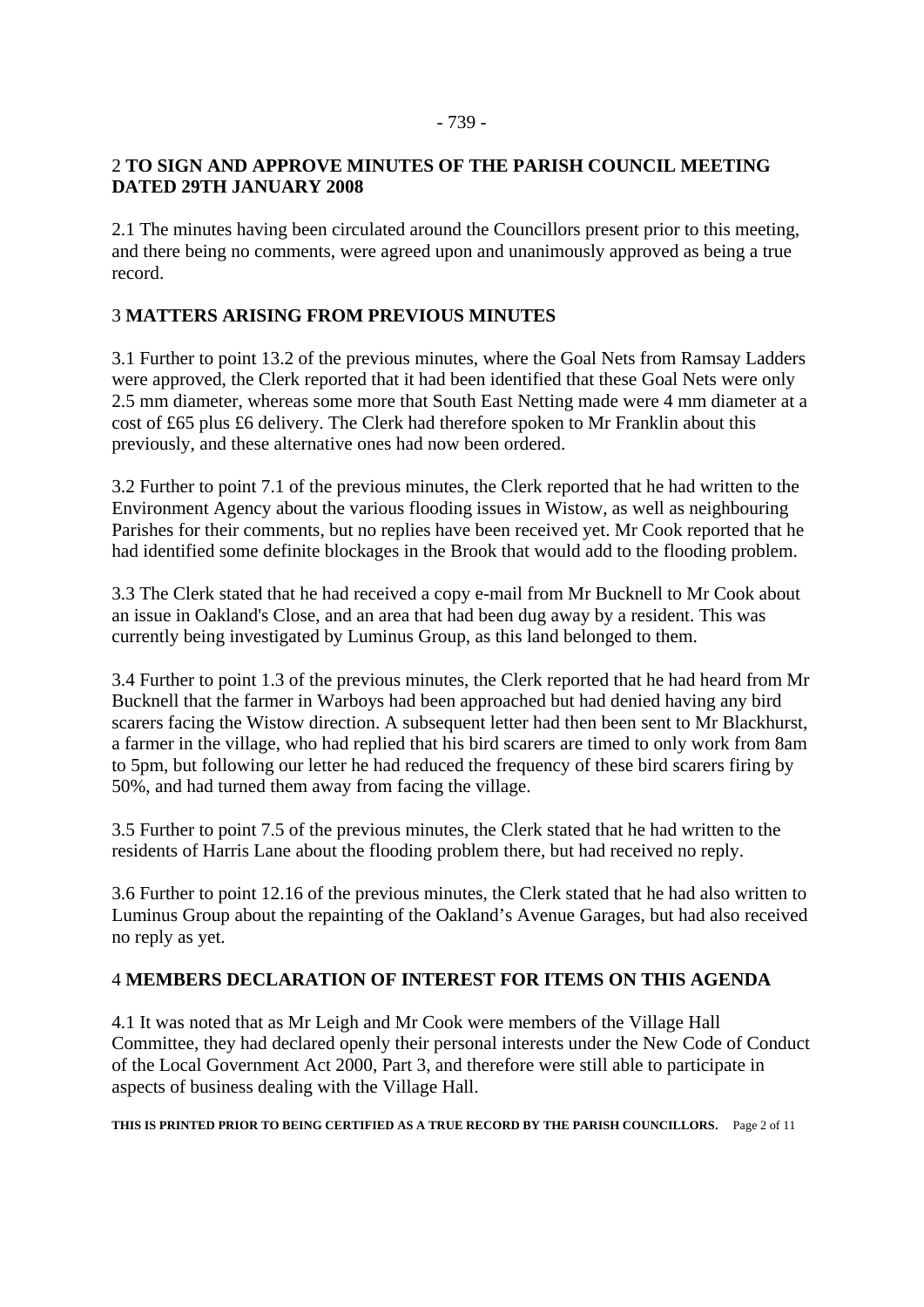## 2 TO SIGN AND APPROVE MINUTES OF THE PARISH COUNCIL MEETING DATED 29TH JANUARY 2008

2.1 The minutes having been circulated around the Councillors present prior to this meeting, and there being no comments, were agreed upon and unanimously approved as being a true record.

## 3 MATTERS ARISING FROM PREVIOUS MINUTES

3.1 Further to point 13.2 of the previous minutes, where the Goal Nets from Ramsay Ladders were approved, the Clerk reported that it had been identified that these Goal Nets were only 2.5 mm diameter, whereas some more that South East Netting made were 4 mm diameter at a cost of £65 plus £6 delivery. The Clerk had therefore spoken to Mr Franklin about this previously, and these alternative ones had now been ordered.

3.2 Further to point 7.1 of the previous minutes, the Clerk reported that he had written to the Environment Agency about the various flooding issues in Wistow, as well as neighbouring Parishes for their comments, but no replies have been received yet. Mr Cook reported that he had identified some definite blockages in the Brook that would add to the flooding problem.

3.3 The Clerk stated that he had received a copy e-mail from Mr Bucknell to Mr Cook about an issue in Oakland's Close, and an area that had been dug away by a resident. This was currently being investigated by Luminus Group, as this land belonged to them.

3.4 Further to point 1.3 of the previous minutes, the Clerk reported that he had heard from Mr Bucknell that the farmer in Warboys had been approached but had denied having any bird scarers facing the Wistow direction. A subsequent letter had then been sent to Mr Blackhurst, a farmer in the village, who had replied that his bird scarers are timed to only work from 8am to 5pm, but following our letter he had reduced the frequency of these bird scarers firing by 50%, and had turned them away from facing the village.

3.5 Further to point 7.5 of the previous minutes, the Clerk stated that he had written to the residents of Harris Lane about the flooding problem there, but had received no reply.

3.6 Further to point 12.16 of the previous minutes, the Clerk stated that he had also written to Luminus Group about the repainting of the Oakland's Avenue Garages, but had also received no reply as yet.

## 4 MEMBERS DECLARATION OF INTEREST FOR ITEMS ON THIS AGENDA

4.1 It was noted that as Mr Leigh and Mr Cook were members of the Village Hall Committee, they had declared openly their personal interests under the New Code of Conduct of the Local Government Act 2000, Part 3, and therefore were still able to participate in aspects of business dealing with the Village Hall.

**THIS IS PRINTED PRIOR TO BEING CERTIFIED AS A TRUE RECORD BY THE PARISH COUNCILLORS.**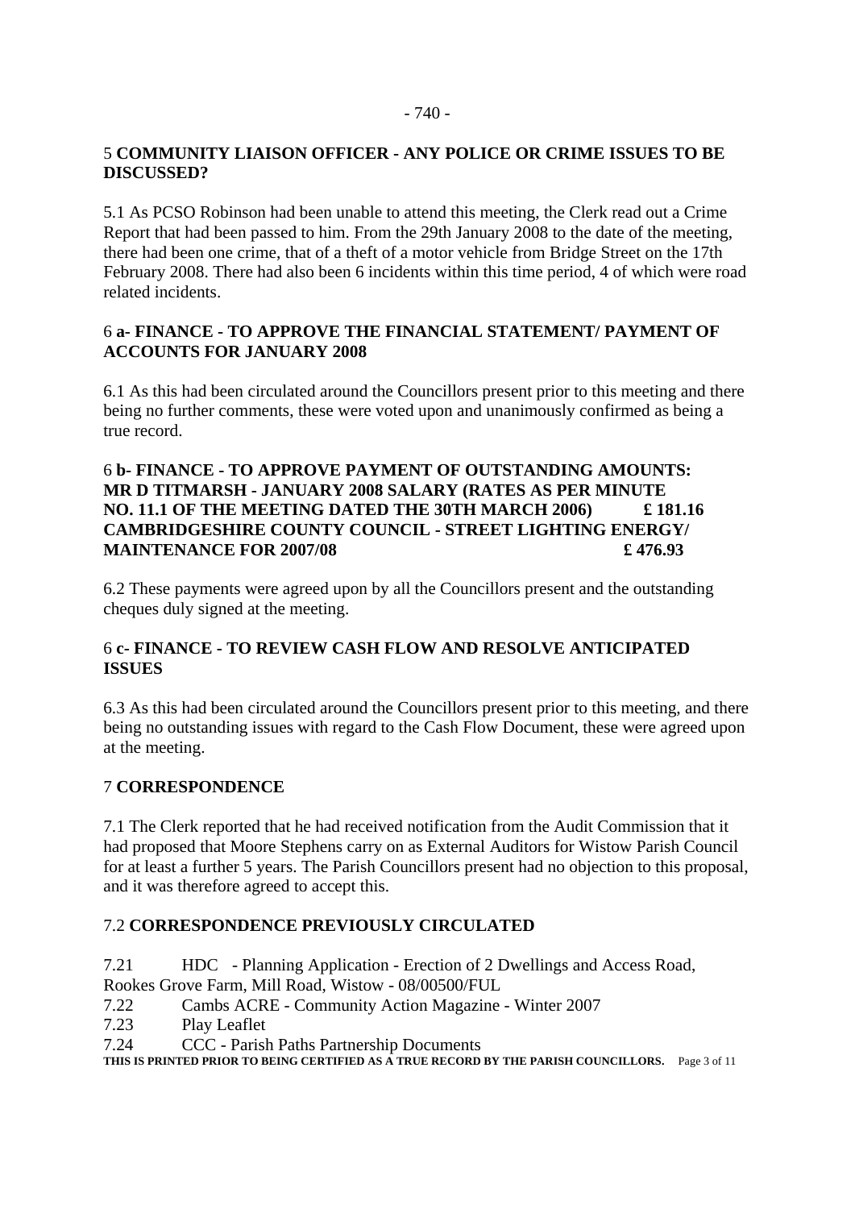## 5 **COMMUNITY LIAISON OFFICER - ANY POLICE OR CRIME ISSUES TO BE DISCUSSED?**

5.1 As PCSO Robinson had been unable to attend this meeting, the Clerk read out a Crime Report that had been passed to him. From the 29th January 2008 to the date of the meeting, there had been one crime, that of a theft of a motor vehicle from Bridge Street on the 17th February 2008. There had also been 6 incidents within this time period, 4 of which were road related incidents.

## 6 **a- FINANCE - TO APPROVE THE FINANCIAL STATEMENT/ PAYMENT OF ACCOUNTS FOR JANUARY 2008**

6.1 As this had been circulated around the Councillors present prior to this meeting and there being no further comments, these were voted upon and unanimously confirmed as being a true record.

## 6 **b- FINANCE - TO APPROVE PAYMENT OF OUTSTANDING AMOUNTS:**

**MR D TITMARSH - JANUARY 2008 SALARY (RATES AS PER MINUTE NO. 11.1 OF THE MEETING DATED THE 30TH MARCH 2006) £ 181.16**

**CAMBRIDGESHIRE COUNTY COUNCIL - STREET LIGHTING ENERGY/ MAINTENANCE FOR 2007/08 £ 476.93**

6.2 These payments were agreed upon by all the Councillors present and the outstanding cheques duly signed at the meeting.

## 6 **c- FINANCE - TO REVIEW CASH FLOW AND RESOLVE ANTICIPATED ISSUES**

6.3 As this had been circulated around the Councillors present prior to this meeting, and there being no outstanding issues with regard to the Cash Flow Document, these were agreed upon at the meeting.

## 7 **CORRESPONDENCE**

7.1 The Clerk reported that he had received notification from the Audit Commission that it had proposed that Moore Stephens carry on as External Auditors for Wistow Parish Council for at least a further 5 years. The Parish Councillors present had no objection to this proposal, and it was therefore agreed to accept this.

### 7.2 **CORRESPONDENCE PREVIOUSLY CIRCULATED**

7.21 HDC - Planning Application - Erection of 2 Dwellings and Access Road, Rookes Grove Farm, Mill Road, Wistow - 08/00500/FUL

7.22 Cambs ACRE - Community Action Magazine - Winter 2007

7.23 Play Leaflet

7.24 CCC - Parish Paths Partnership Documents

**THIS IS PRINTED PRIOR TO BEING CERTIFIED AS A TRUE RECORD BY THE PARISH COUNCILLORS.**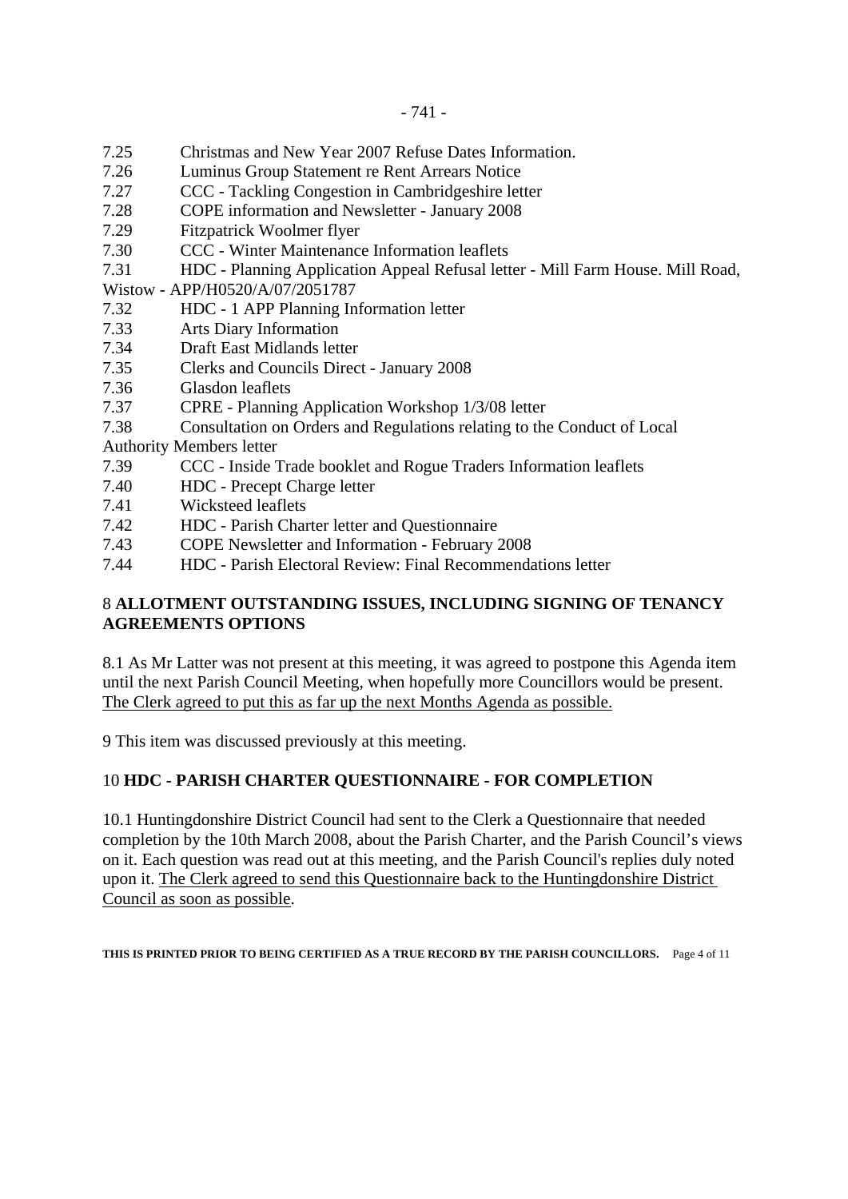7.25 Christmas and New Year 2007 Refuse Dates Information.
7.26 Luminus Group Statement re Rent Arrears Notice
7.27 CCC - Tackling Congestion in Cambridgeshire letter
7.28 COPE information and Newsletter - January 2008
7.29 Fitzpatrick Woolmer flyer
7.30 CCC - Winter Maintenance Information leaflets
7.31 HDC - Planning Application Appeal Refusal letter - Mill Farm House. Mill Road, Wistow - APP/H0520/A/07/2051787
7.32 HDC - 1 APP Planning Information letter
7.33 Arts Diary Information
7.34 Draft East Midlands letter
7.35 Clerks and Councils Direct - January 2008
7.36 Glasdon leaflets
7.37 CPRE - Planning Application Workshop 1/3/08 letter
7.38 Consultation on Orders and Regulations relating to the Conduct of Local Authority Members letter
7.39 CCC - Inside Trade booklet and Rogue Traders Information leaflets
7.40 HDC - Precept Charge letter
7.41 Wicksteed leaflets
7.42 HDC - Parish Charter letter and Questionnaire
7.43 COPE Newsletter and Information - February 2008
7.44 HDC - Parish Electoral Review: Final Recommendations letter

8 **ALLOTMENT OUTSTANDING ISSUES, INCLUDING SIGNING OF TENANCY AGREEMENTS OPTIONS**

8.1 As Mr Latter was not present at this meeting, it was agreed to postpone this Agenda item until the next Parish Council Meeting, when hopefully more Councillors would be present. The Clerk agreed to put this as far up the next Months Agenda as possible.

9 This item was discussed previously at this meeting.

10 **HDC - PARISH CHARTER QUESTIONNAIRE - FOR COMPLETION**

10.1 Huntingdonshire District Council had sent to the Clerk a Questionnaire that needed completion by the 10th March 2008, about the Parish Charter, and the Parish Council's views on it. Each question was read out at this meeting, and the Parish Council's replies duly noted upon it. The Clerk agreed to send this Questionnaire back to the Huntingdonshire District Council as soon as possible.

**THIS IS PRINTED PRIOR TO BEING CERTIFIED AS A TRUE RECORD BY THE PARISH COUNCILLORS.**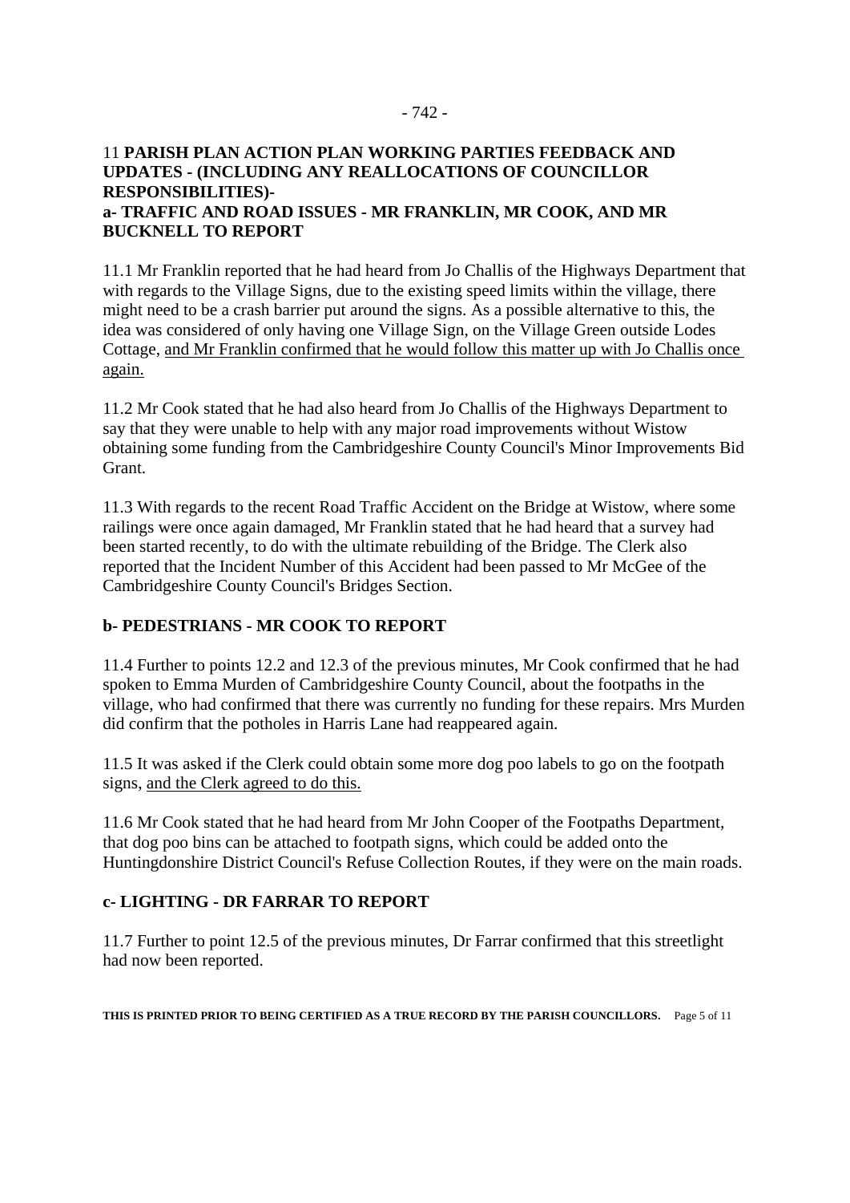11 **PARISH PLAN ACTION PLAN WORKING PARTIES FEEDBACK AND UPDATES - (INCLUDING ANY REALLOCATIONS OF COUNCILLOR RESPONSIBILITIES)-**

**a- TRAFFIC AND ROAD ISSUES - MR FRANKLIN, MR COOK, AND MR BUCKNELL TO REPORT**

11.1 Mr Franklin reported that he had heard from Jo Challis of the Highways Department that with regards to the Village Signs, due to the existing speed limits within the village, there might need to be a crash barrier put around the signs. As a possible alternative to this, the idea was considered of only having one Village Sign, on the Village Green outside Lodes Cottage, <u>and Mr Franklin confirmed that he would follow this matter up with Jo Challis once again.</u>

11.2 Mr Cook stated that he had also heard from Jo Challis of the Highways Department to say that they were unable to help with any major road improvements without Wistow obtaining some funding from the Cambridgeshire County Council's Minor Improvements Bid Grant.

11.3 With regards to the recent Road Traffic Accident on the Bridge at Wistow, where some railings were once again damaged, Mr Franklin stated that he had heard that a survey had been started recently, to do with the ultimate rebuilding of the Bridge. The Clerk also reported that the Incident Number of this Accident had been passed to Mr McGee of the Cambridgeshire County Council's Bridges Section.

**b- PEDESTRIANS - MR COOK TO REPORT**

11.4 Further to points 12.2 and 12.3 of the previous minutes, Mr Cook confirmed that he had spoken to Emma Murden of Cambridgeshire County Council, about the footpaths in the village, who had confirmed that there was currently no funding for these repairs. Mrs Murden did confirm that the potholes in Harris Lane had reappeared again.

11.5 It was asked if the Clerk could obtain some more dog poo labels to go on the footpath signs, <u>and the Clerk agreed to do this.</u>

11.6 Mr Cook stated that he had heard from Mr John Cooper of the Footpaths Department, that dog poo bins can be attached to footpath signs, which could be added onto the Huntingdonshire District Council's Refuse Collection Routes, if they were on the main roads.

**c- LIGHTING - DR FARRAR TO REPORT**

11.7 Further to point 12.5 of the previous minutes, Dr Farrar confirmed that this streetlight had now been reported.

**THIS IS PRINTED PRIOR TO BEING CERTIFIED AS A TRUE RECORD BY THE PARISH COUNCILLORS.**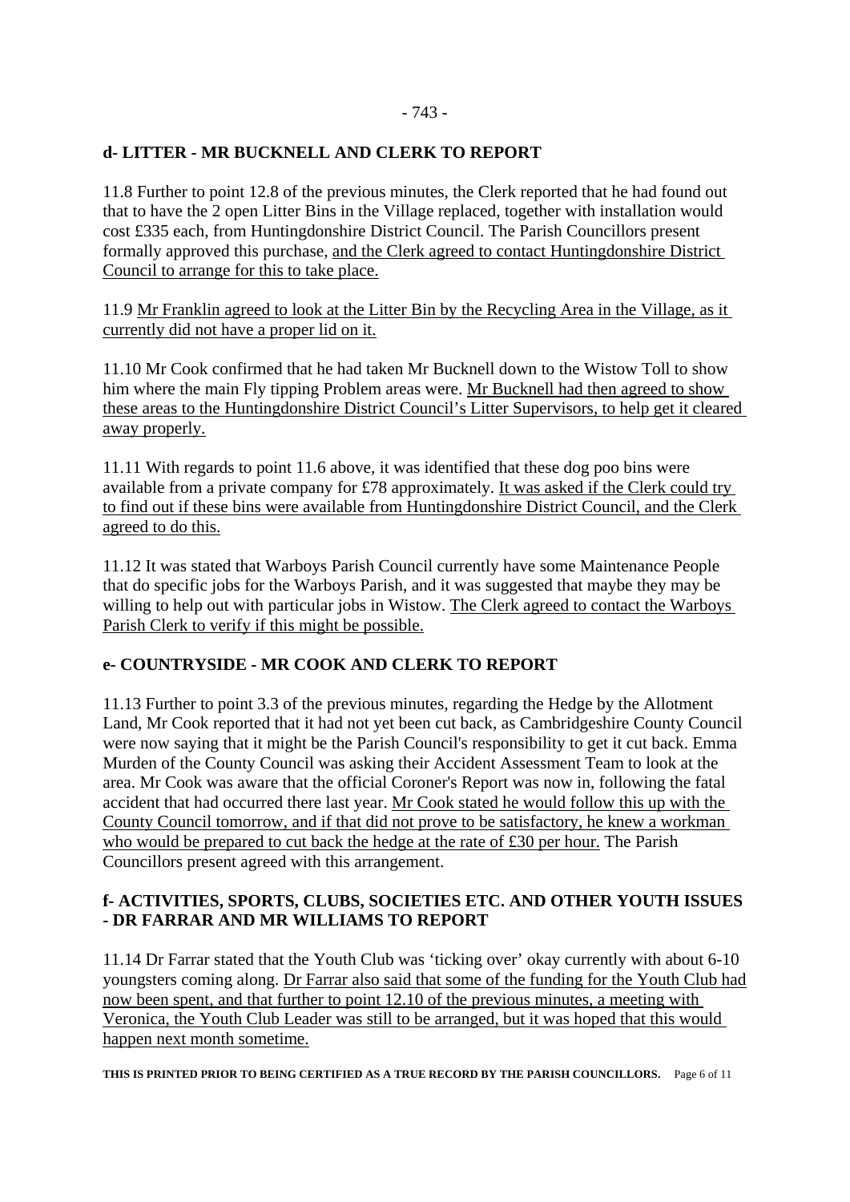## d- LITTER - MR BUCKNELL AND CLERK TO REPORT

11.8 Further to point 12.8 of the previous minutes, the Clerk reported that he had found out that to have the 2 open Litter Bins in the Village replaced, together with installation would cost £335 each, from Huntingdonshire District Council. The Parish Councillors present formally approved this purchase, <u>and the Clerk agreed to contact Huntingdonshire District Council to arrange for this to take place.</u>

11.9 <u>Mr Franklin agreed to look at the Litter Bin by the Recycling Area in the Village, as it currently did not have a proper lid on it.</u>

11.10 Mr Cook confirmed that he had taken Mr Bucknell down to the Wistow Toll to show him where the main Fly tipping Problem areas were. <u>Mr Bucknell had then agreed to show these areas to the Huntingdonshire District Council's Litter Supervisors, to help get it cleared away properly.</u>

11.11 With regards to point 11.6 above, it was identified that these dog poo bins were available from a private company for £78 approximately. <u>It was asked if the Clerk could try to find out if these bins were available from Huntingdonshire District Council, and the Clerk agreed to do this.</u>

11.12 It was stated that Warboys Parish Council currently have some Maintenance People that do specific jobs for the Warboys Parish, and it was suggested that maybe they may be willing to help out with particular jobs in Wistow. <u>The Clerk agreed to contact the Warboys Parish Clerk to verify if this might be possible.</u>

## e- COUNTRYSIDE - MR COOK AND CLERK TO REPORT

11.13 Further to point 3.3 of the previous minutes, regarding the Hedge by the Allotment Land, Mr Cook reported that it had not yet been cut back, as Cambridgeshire County Council were now saying that it might be the Parish Council's responsibility to get it cut back. Emma Murden of the County Council was asking their Accident Assessment Team to look at the area. Mr Cook was aware that the official Coroner's Report was now in, following the fatal accident that had occurred there last year. <u>Mr Cook stated he would follow this up with the County Council tomorrow, and if that did not prove to be satisfactory, he knew a workman who would be prepared to cut back the hedge at the rate of £30 per hour.</u> The Parish Councillors present agreed with this arrangement.

## f- ACTIVITIES, SPORTS, CLUBS, SOCIETIES ETC. AND OTHER YOUTH ISSUES - DR FARRAR AND MR WILLIAMS TO REPORT

11.14 Dr Farrar stated that the Youth Club was 'ticking over' okay currently with about 6-10 youngsters coming along. <u>Dr Farrar also said that some of the funding for the Youth Club had now been spent, and that further to point 12.10 of the previous minutes, a meeting with Veronica, the Youth Club Leader was still to be arranged, but it was hoped that this would happen next month sometime.</u>

**THIS IS PRINTED PRIOR TO BEING CERTIFIED AS A TRUE RECORD BY THE PARISH COUNCILLORS.**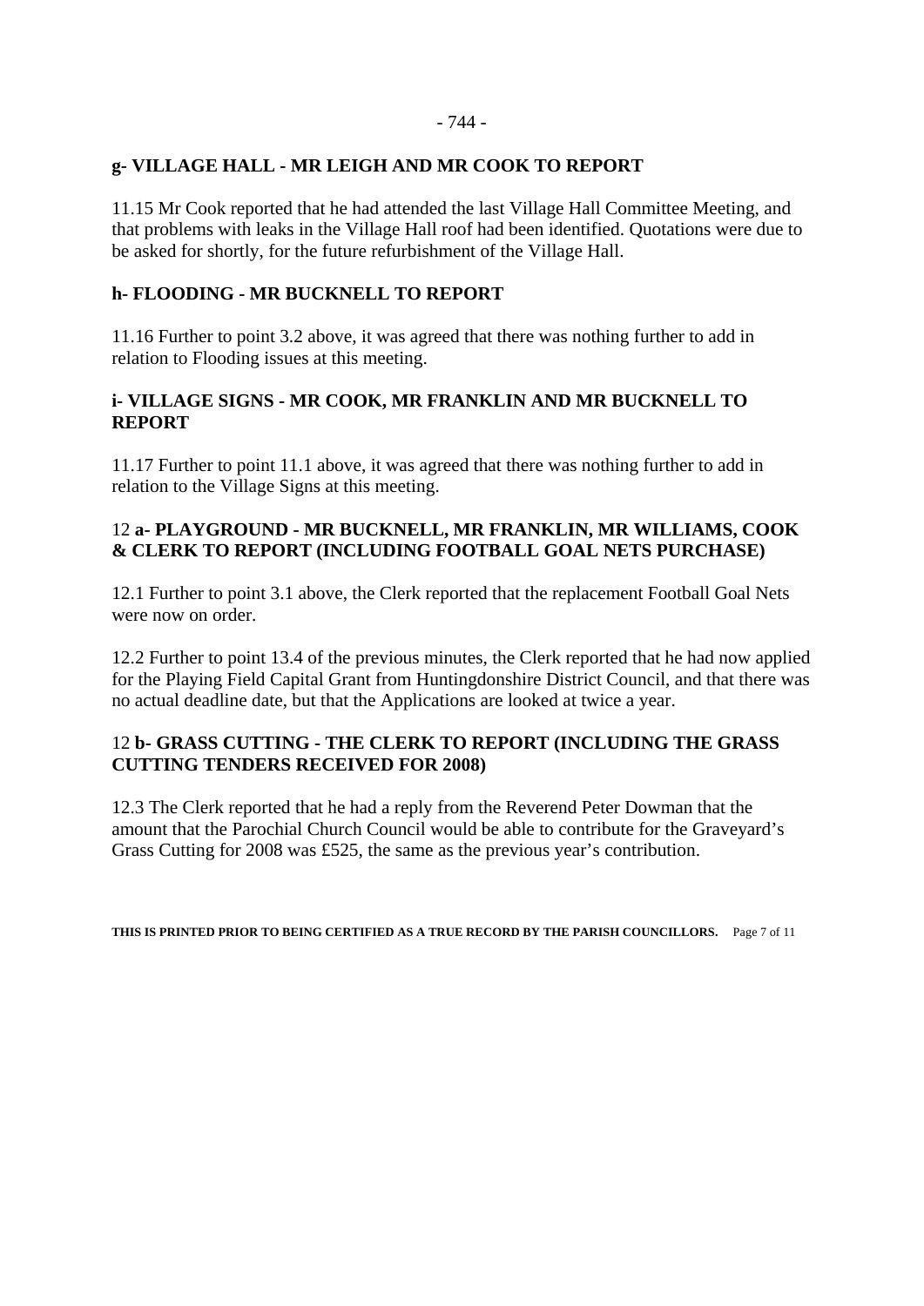**g- VILLAGE HALL - MR LEIGH AND MR COOK TO REPORT**

11.15 Mr Cook reported that he had attended the last Village Hall Committee Meeting, and that problems with leaks in the Village Hall roof had been identified. Quotations were due to be asked for shortly, for the future refurbishment of the Village Hall.

**h- FLOODING - MR BUCKNELL TO REPORT**

11.16 Further to point 3.2 above, it was agreed that there was nothing further to add in relation to Flooding issues at this meeting.

**i- VILLAGE SIGNS - MR COOK, MR FRANKLIN AND MR BUCKNELL TO REPORT**

11.17 Further to point 11.1 above, it was agreed that there was nothing further to add in relation to the Village Signs at this meeting.

12 **a- PLAYGROUND - MR BUCKNELL, MR FRANKLIN, MR WILLIAMS, COOK & CLERK TO REPORT (INCLUDING FOOTBALL GOAL NETS PURCHASE)**

12.1 Further to point 3.1 above, the Clerk reported that the replacement Football Goal Nets were now on order.

12.2 Further to point 13.4 of the previous minutes, the Clerk reported that he had now applied for the Playing Field Capital Grant from Huntingdonshire District Council, and that there was no actual deadline date, but that the Applications are looked at twice a year.

12 **b- GRASS CUTTING - THE CLERK TO REPORT (INCLUDING THE GRASS CUTTING TENDERS RECEIVED FOR 2008)**

12.3 The Clerk reported that he had a reply from the Reverend Peter Dowman that the amount that the Parochial Church Council would be able to contribute for the Graveyard's Grass Cutting for 2008 was £525, the same as the previous year's contribution.

**THIS IS PRINTED PRIOR TO BEING CERTIFIED AS A TRUE RECORD BY THE PARISH COUNCILLORS.**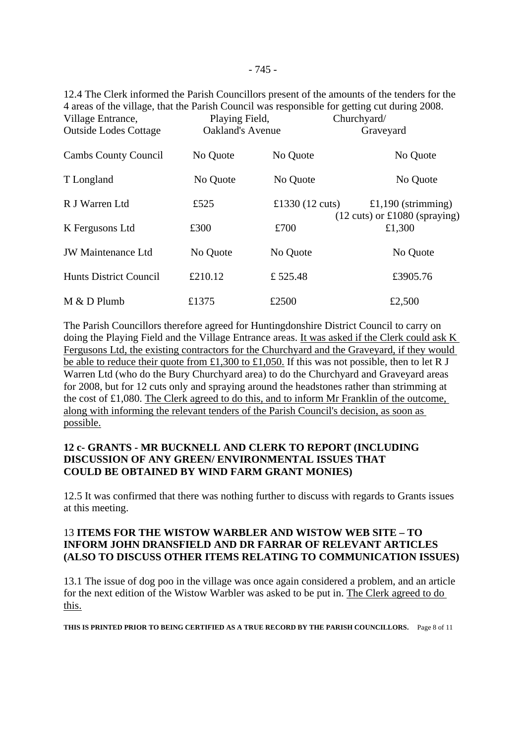12.4 The Clerk informed the Parish Councillors present of the amounts of the tenders for the 4 areas of the village, that the Parish Council was responsible for getting cut during 2008.

| | Village Entrance, Outside Lodes Cottage | Playing Field, Oakland's Avenue | Churchyard/ Graveyard |
|---|---|---|---|
| Cambs County Council | No Quote | No Quote | No Quote |
| T Longland | No Quote | No Quote | No Quote |
| R J Warren Ltd | £525 | £1330 (12 cuts) | £1,190 (strimming) (12 cuts) or £1080 (spraying) |
| K Fergusons Ltd | £300 | £700 | £1,300 |
| JW Maintenance Ltd | No Quote | No Quote | No Quote |
| Hunts District Council | £210.12 | £ 525.48 | £3905.76 |
| M & D Plumb | £1375 | £2500 | £2,500 |

The Parish Councillors therefore agreed for Huntingdonshire District Council to carry on doing the Playing Field and the Village Entrance areas. <u>It was asked if the Clerk could ask K Fergusons Ltd, the existing contractors for the Churchyard and the Graveyard, if they would be able to reduce their quote from £1,300 to £1,050.</u> If this was not possible, then to let R J Warren Ltd (who do the Bury Churchyard area) to do the Churchyard and Graveyard areas for 2008, but for 12 cuts only and spraying around the headstones rather than strimming at the cost of £1,080. <u>The Clerk agreed to do this, and to inform Mr Franklin of the outcome, along with informing the relevant tenders of the Parish Council's decision, as soon as possible.</u>

**12 c- GRANTS - MR BUCKNELL AND CLERK TO REPORT (INCLUDING DISCUSSION OF ANY GREEN/ ENVIRONMENTAL ISSUES THAT COULD BE OBTAINED BY WIND FARM GRANT MONIES)**

12.5 It was confirmed that there was nothing further to discuss with regards to Grants issues at this meeting.

13 **ITEMS FOR THE WISTOW WARBLER AND WISTOW WEB SITE – TO INFORM JOHN DRANSFIELD AND DR FARRAR OF RELEVANT ARTICLES (ALSO TO DISCUSS OTHER ITEMS RELATING TO COMMUNICATION ISSUES)**

13.1 The issue of dog poo in the village was once again considered a problem, and an article for the next edition of the Wistow Warbler was asked to be put in. <u>The Clerk agreed to do this.</u>

**THIS IS PRINTED PRIOR TO BEING CERTIFIED AS A TRUE RECORD BY THE PARISH COUNCILLORS.**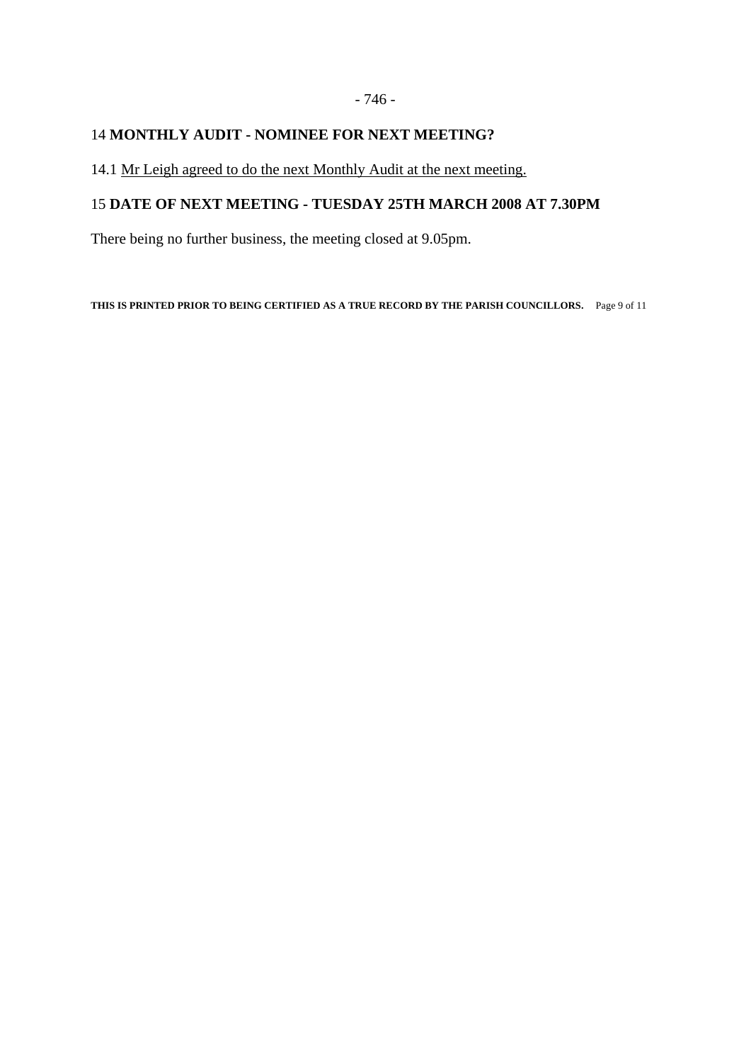14 **MONTHLY AUDIT - NOMINEE FOR NEXT MEETING?**

14.1 <u>Mr Leigh agreed to do the next Monthly Audit at the next meeting.</u>

15 **DATE OF NEXT MEETING - TUESDAY 25TH MARCH 2008 AT 7.30PM**

There being no further business, the meeting closed at 9.05pm.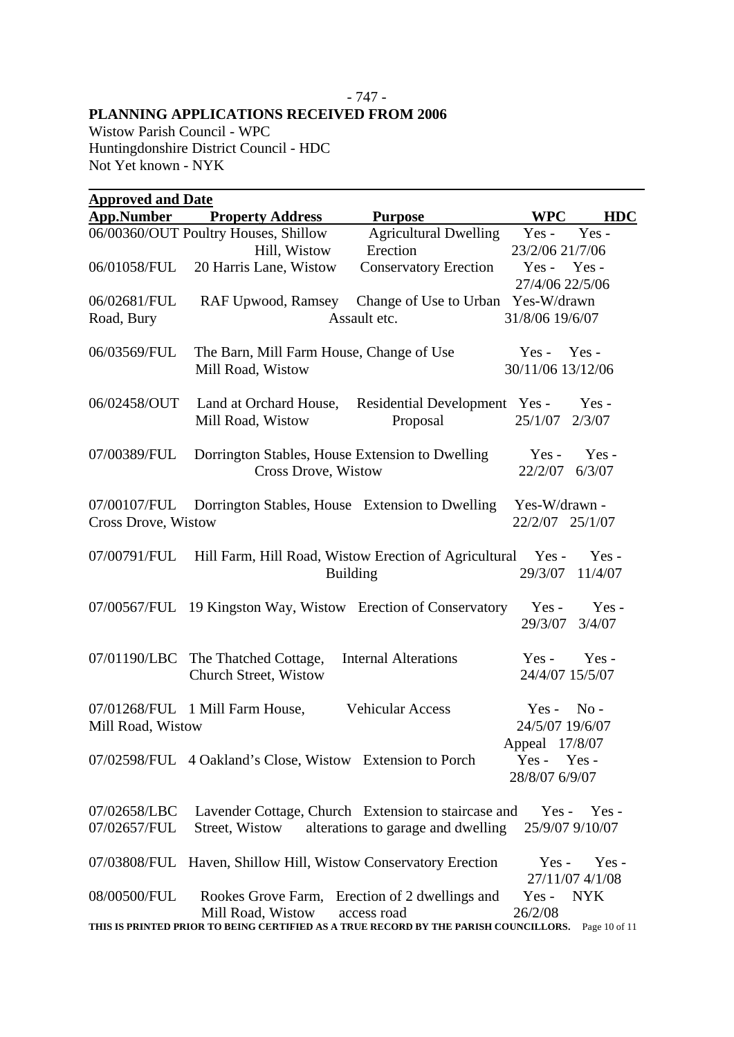- 747 -

**PLANNING APPLICATIONS RECEIVED FROM 2006**

Wistow Parish Council - WPC
Huntingdonshire District Council - HDC
Not Yet known - NYK

**Approved and Date**

| App.Number | Property Address | Purpose | WPC | HDC |
|---|---|---|---|---|
| 06/00360/OUT | Poultry Houses, Shillow Hill, Wistow | Agricultural Dwelling Erection | Yes - 23/2/06 | Yes - 21/7/06 |
| 06/01058/FUL | 20 Harris Lane, Wistow | Conservatory Erection | Yes - 27/4/06 | Yes - 22/5/06 |
| 06/02681/FUL | RAF Upwood, Ramsey Road, Bury | Change of Use to Urban Assault etc. | Yes-W/drawn 31/8/06 | 19/6/07 |
| 06/03569/FUL | The Barn, Mill Farm House, Mill Road, Wistow | Change of Use | Yes - 30/11/06 | Yes - 13/12/06 |
| 06/02458/OUT | Land at Orchard House, Mill Road, Wistow | Residential Development Proposal | Yes - 25/1/07 | Yes - 2/3/07 |
| 07/00389/FUL | Dorrington Stables, House Cross Drove, Wistow | Extension to Dwelling | Yes - 22/2/07 | Yes - 6/3/07 |
| 07/00107/FUL | Dorrington Stables, House Cross Drove, Wistow | Extension to Dwelling | Yes-W/drawn - 22/2/07 | 25/1/07 |
| 07/00791/FUL | Hill Farm, Hill Road, Wistow | Erection of Agricultural Building | Yes - 29/3/07 | Yes - 11/4/07 |
| 07/00567/FUL | 19 Kingston Way, Wistow | Erection of Conservatory | Yes - 29/3/07 | Yes - 3/4/07 |
| 07/01190/LBC | The Thatched Cottage, Church Street, Wistow | Internal Alterations | Yes - 24/4/07 | Yes - 15/5/07 |
| 07/01268/FUL | 1 Mill Farm House, Mill Road, Wistow | Vehicular Access | Yes - 24/5/07 | No - 19/6/07 Appeal 17/8/07 |
| 07/02598/FUL | 4 Oakland's Close, Wistow | Extension to Porch | Yes - 28/8/07 | Yes - 6/9/07 |
| 07/02658/LBC 07/02657/FUL | Lavender Cottage, Church Street, Wistow | Extension to staircase and alterations to garage and dwelling | Yes - 25/9/07 | Yes - 9/10/07 |
| 07/03808/FUL | Haven, Shillow Hill, Wistow | Conservatory Erection | Yes - 27/11/07 | Yes - 4/1/08 |
| 08/00500/FUL | Rookes Grove Farm, Mill Road, Wistow | Erection of 2 dwellings and access road | Yes - 26/2/08 | NYK |

**THIS IS PRINTED PRIOR TO BEING CERTIFIED AS A TRUE RECORD BY THE PARISH COUNCILLORS.**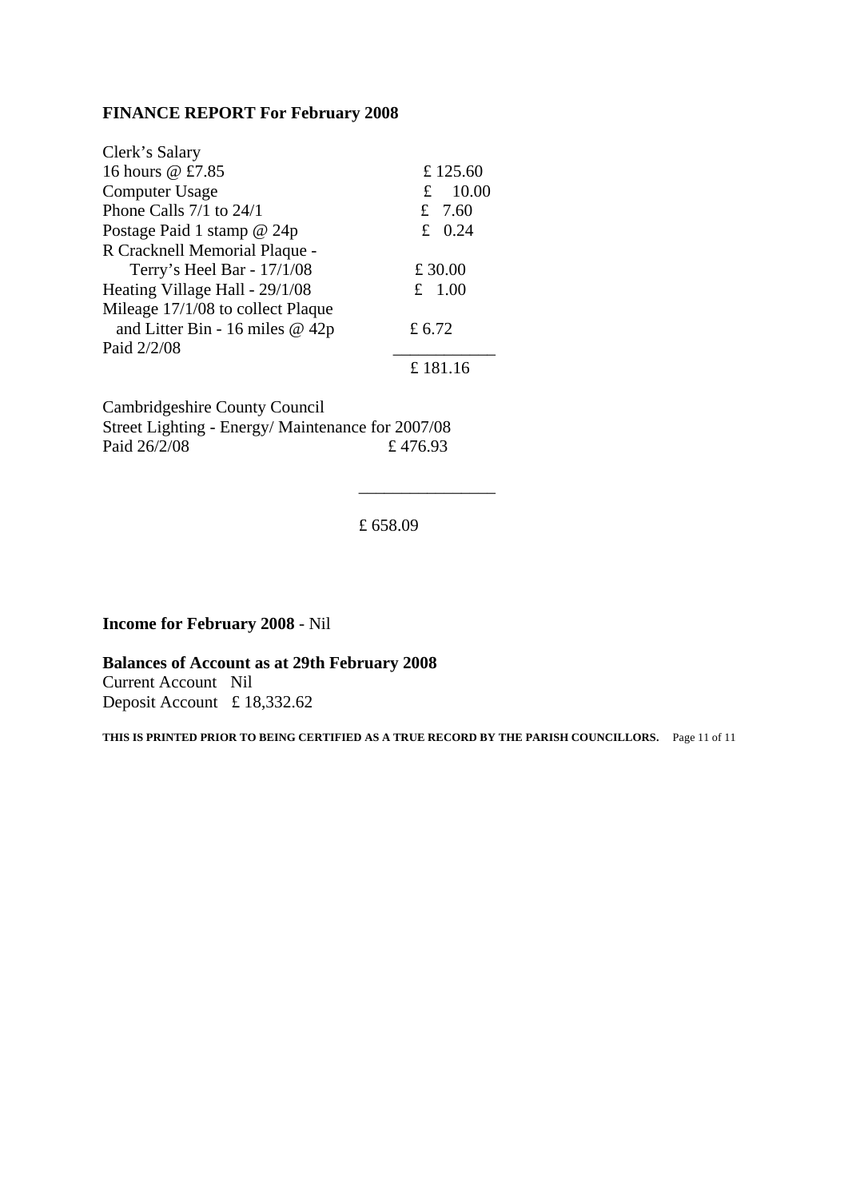**FINANCE REPORT For February 2008**

| | |
|---|---|
| Clerk's Salary | |
| 16 hours @ £7.85 | £ 125.60 |
| Computer Usage | £ 10.00 |
| Phone Calls 7/1 to 24/1 | £ 7.60 |
| Postage Paid 1 stamp @ 24p | £ 0.24 |
| R Cracknell Memorial Plaque - Terry's Heel Bar - 17/1/08 | £ 30.00 |
| Heating Village Hall - 29/1/08 | £ 1.00 |
| Mileage 17/1/08 to collect Plaque and Litter Bin - 16 miles @ 42p | £ 6.72 |
| Paid 2/2/08 | |
| | £ 181.16 |

Cambridgeshire County Council
Street Lighting - Energy/ Maintenance for 2007/08
Paid 26/2/08 £ 476.93

£ 658.09

**Income for February 2008** - Nil

**Balances of Account as at 29th February 2008**
Current Account Nil
Deposit Account £ 18,332.62

**THIS IS PRINTED PRIOR TO BEING CERTIFIED AS A TRUE RECORD BY THE PARISH COUNCILLORS.**